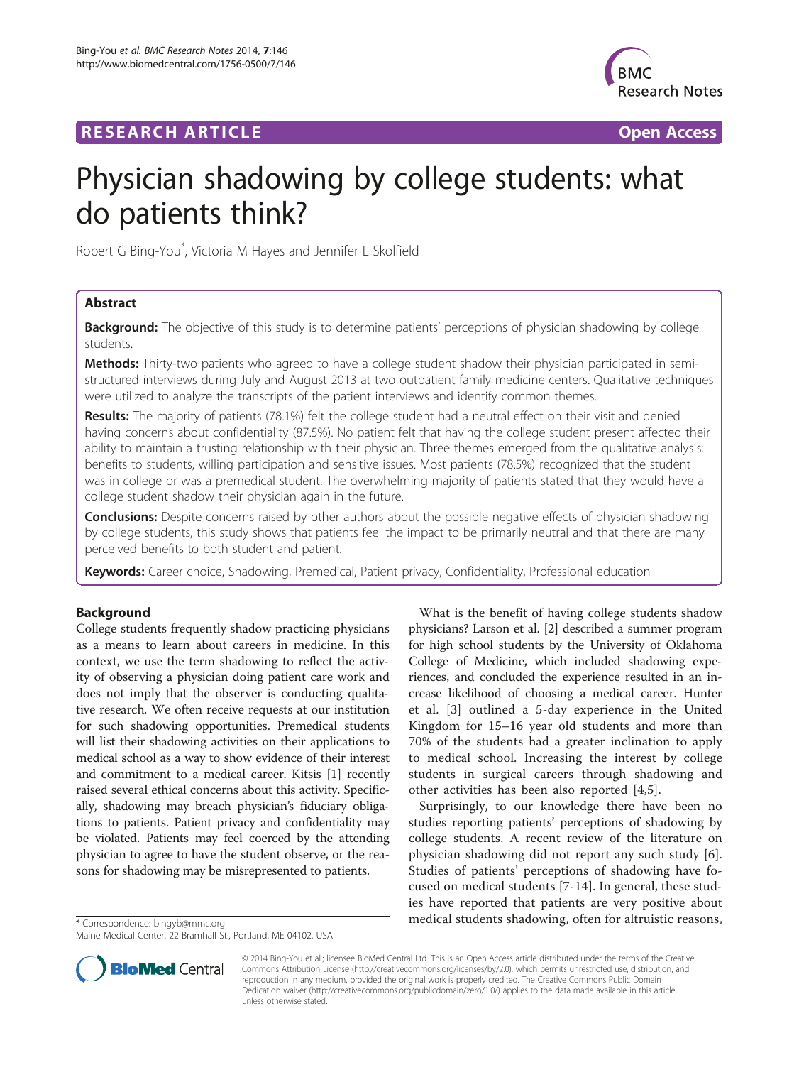RESEARCH ARTICLE **Open Access**

# Physician shadowing by college students: what do patients think?

Robert G Bing-You*, Victoria M Hayes and Jennifer L Skolfield

## Abstract

**Background:** The objective of this study is to determine patients' perceptions of physician shadowing by college students.

**Methods:** Thirty-two patients who agreed to have a college student shadow their physician participated in semi-structured interviews during July and August 2013 at two outpatient family medicine centers. Qualitative techniques were utilized to analyze the transcripts of the patient interviews and identify common themes.

**Results:** The majority of patients (78.1%) felt the college student had a neutral effect on their visit and denied having concerns about confidentiality (87.5%). No patient felt that having the college student present affected their ability to maintain a trusting relationship with their physician. Three themes emerged from the qualitative analysis: benefits to students, willing participation and sensitive issues. Most patients (78.5%) recognized that the student was in college or was a premedical student. The overwhelming majority of patients stated that they would have a college student shadow their physician again in the future.

**Conclusions:** Despite concerns raised by other authors about the possible negative effects of physician shadowing by college students, this study shows that patients feel the impact to be primarily neutral and that there are many perceived benefits to both student and patient.

**Keywords:** Career choice, Shadowing, Premedical, Patient privacy, Confidentiality, Professional education

## Background

College students frequently shadow practicing physicians as a means to learn about careers in medicine. In this context, we use the term shadowing to reflect the activity of observing a physician doing patient care work and does not imply that the observer is conducting qualitative research. We often receive requests at our institution for such shadowing opportunities. Premedical students will list their shadowing activities on their applications to medical school as a way to show evidence of their interest and commitment to a medical career. Kitsis [1] recently raised several ethical concerns about this activity. Specifically, shadowing may breach physician's fiduciary obligations to patients. Patient privacy and confidentiality may be violated. Patients may feel coerced by the attending physician to agree to have the student observe, or the reasons for shadowing may be misrepresented to patients.

What is the benefit of having college students shadow physicians? Larson et al. [2] described a summer program for high school students by the University of Oklahoma College of Medicine, which included shadowing experiences, and concluded the experience resulted in an increase likelihood of choosing a medical career. Hunter et al. [3] outlined a 5-day experience in the United Kingdom for 15–16 year old students and more than 70% of the students had a greater inclination to apply to medical school. Increasing the interest by college students in surgical careers through shadowing and other activities has been also reported [4,5].

Surprisingly, to our knowledge there have been no studies reporting patients' perceptions of shadowing by college students. A recent review of the literature on physician shadowing did not report any such study [6]. Studies of patients' perceptions of shadowing have focused on medical students [7-14]. In general, these studies have reported that patients are very positive about medical students shadowing, often for altruistic reasons,

\* Correspondence: bingyb@mmc.org
Maine Medical Center, 22 Bramhall St., Portland, ME 04102, USA

© 2014 Bing-You et al.; licensee BioMed Central Ltd. This is an Open Access article distributed under the terms of the Creative Commons Attribution License (http://creativecommons.org/licenses/by/2.0), which permits unrestricted use, distribution, and reproduction in any medium, provided the original work is properly credited. The Creative Commons Public Domain Dedication waiver (http://creativecommons.org/publicdomain/zero/1.0/) applies to the data made available in this article, unless otherwise stated.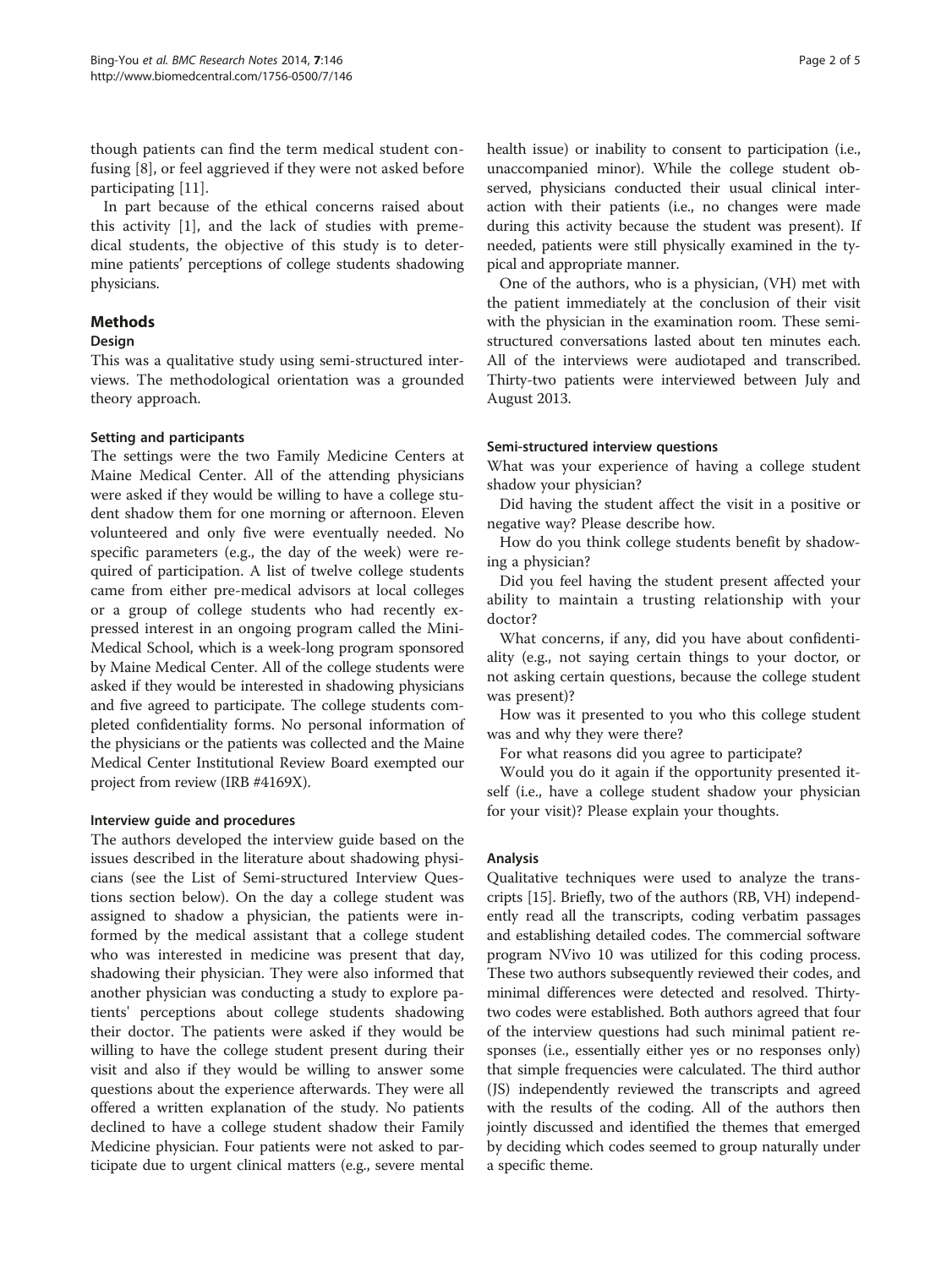though patients can find the term medical student confusing [8], or feel aggrieved if they were not asked before participating [11].

In part because of the ethical concerns raised about this activity [1], and the lack of studies with premedical students, the objective of this study is to determine patients' perceptions of college students shadowing physicians.

## Methods

### Design

This was a qualitative study using semi-structured interviews. The methodological orientation was a grounded theory approach.

#### Setting and participants

The settings were the two Family Medicine Centers at Maine Medical Center. All of the attending physicians were asked if they would be willing to have a college student shadow them for one morning or afternoon. Eleven volunteered and only five were eventually needed. No specific parameters (e.g., the day of the week) were required of participation. A list of twelve college students came from either pre-medical advisors at local colleges or a group of college students who had recently expressed interest in an ongoing program called the Mini-Medical School, which is a week-long program sponsored by Maine Medical Center. All of the college students were asked if they would be interested in shadowing physicians and five agreed to participate. The college students completed confidentiality forms. No personal information of the physicians or the patients was collected and the Maine Medical Center Institutional Review Board exempted our project from review (IRB #4169X).

#### Interview guide and procedures

The authors developed the interview guide based on the issues described in the literature about shadowing physicians (see the List of Semi-structured Interview Questions section below). On the day a college student was assigned to shadow a physician, the patients were informed by the medical assistant that a college student who was interested in medicine was present that day, shadowing their physician. They were also informed that another physician was conducting a study to explore patients' perceptions about college students shadowing their doctor. The patients were asked if they would be willing to have the college student present during their visit and also if they would be willing to answer some questions about the experience afterwards. They were all offered a written explanation of the study. No patients declined to have a college student shadow their Family Medicine physician. Four patients were not asked to participate due to urgent clinical matters (e.g., severe mental health issue) or inability to consent to participation (i.e., unaccompanied minor). While the college student observed, physicians conducted their usual clinical interaction with their patients (i.e., no changes were made during this activity because the student was present). If needed, patients were still physically examined in the typical and appropriate manner.

One of the authors, who is a physician, (VH) met with the patient immediately at the conclusion of their visit with the physician in the examination room. These semi-structured conversations lasted about ten minutes each. All of the interviews were audiotaped and transcribed. Thirty-two patients were interviewed between July and August 2013.

#### Semi-structured interview questions

What was your experience of having a college student shadow your physician?

Did having the student affect the visit in a positive or negative way? Please describe how.

How do you think college students benefit by shadowing a physician?

Did you feel having the student present affected your ability to maintain a trusting relationship with your doctor?

What concerns, if any, did you have about confidentiality (e.g., not saying certain things to your doctor, or not asking certain questions, because the college student was present)?

How was it presented to you who this college student was and why they were there?

For what reasons did you agree to participate?

Would you do it again if the opportunity presented itself (i.e., have a college student shadow your physician for your visit)? Please explain your thoughts.

#### Analysis

Qualitative techniques were used to analyze the transcripts [15]. Briefly, two of the authors (RB, VH) independently read all the transcripts, coding verbatim passages and establishing detailed codes. The commercial software program NVivo 10 was utilized for this coding process. These two authors subsequently reviewed their codes, and minimal differences were detected and resolved. Thirty-two codes were established. Both authors agreed that four of the interview questions had such minimal patient responses (i.e., essentially either yes or no responses only) that simple frequencies were calculated. The third author (JS) independently reviewed the transcripts and agreed with the results of the coding. All of the authors then jointly discussed and identified the themes that emerged by deciding which codes seemed to group naturally under a specific theme.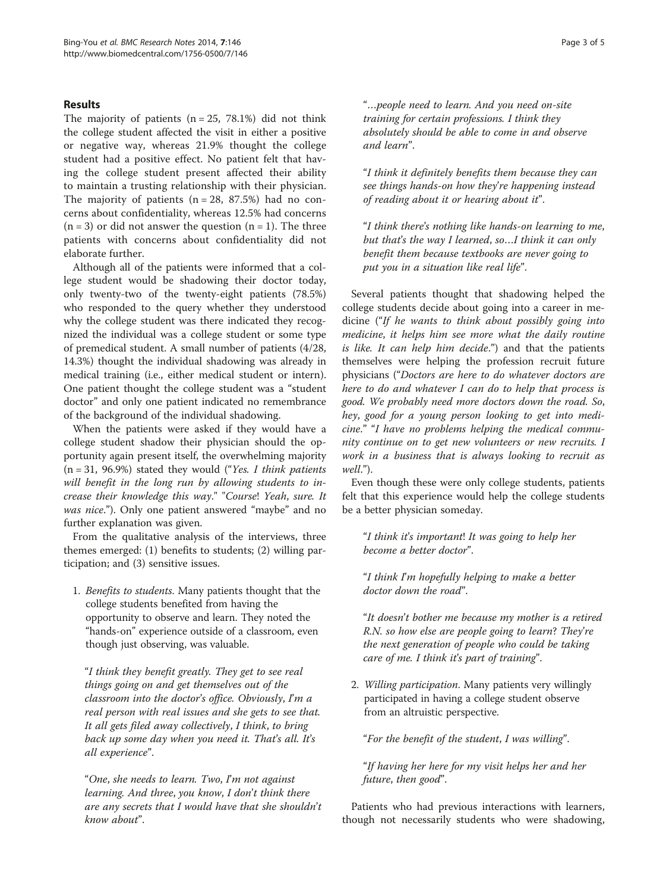## Results

The majority of patients (n = 25, 78.1%) did not think the college student affected the visit in either a positive or negative way, whereas 21.9% thought the college student had a positive effect. No patient felt that having the college student present affected their ability to maintain a trusting relationship with their physician. The majority of patients (n = 28, 87.5%) had no concerns about confidentiality, whereas 12.5% had concerns (n = 3) or did not answer the question (n = 1). The three patients with concerns about confidentiality did not elaborate further.

Although all of the patients were informed that a college student would be shadowing their doctor today, only twenty-two of the twenty-eight patients (78.5%) who responded to the query whether they understood why the college student was there indicated they recognized the individual was a college student or some type of premedical student. A small number of patients (4/28, 14.3%) thought the individual shadowing was already in medical training (i.e., either medical student or intern). One patient thought the college student was a "student doctor" and only one patient indicated no remembrance of the background of the individual shadowing.

When the patients were asked if they would have a college student shadow their physician should the opportunity again present itself, the overwhelming majority (n = 31, 96.9%) stated they would ("*Yes. I think patients will benefit in the long run by allowing students to increase their knowledge this way*." "*Course*! *Yeah, sure. It was nice*."). Only one patient answered "maybe" and no further explanation was given.

From the qualitative analysis of the interviews, three themes emerged: (1) benefits to students; (2) willing participation; and (3) sensitive issues.

1. *Benefits to students.* Many patients thought that the college students benefited from having the opportunity to observe and learn. They noted the "hands-on" experience outside of a classroom, even though just observing, was valuable.

   "*I think they benefit greatly. They get to see real things going on and get themselves out of the classroom into the doctor's office. Obviously, I'm a real person with real issues and she gets to see that. It all gets filed away collectively, I think, to bring back up some day when you need it. That's all. It's all experience*".

   "*One, she needs to learn. Two, I'm not against learning. And three, you know, I don't think there are any secrets that I would have that she shouldn't know about*".

   "*…people need to learn. And you need on-site training for certain professions. I think they absolutely should be able to come in and observe and learn*".

   "*I think it definitely benefits them because they can see things hands-on how they're happening instead of reading about it or hearing about it*".

   "*I think there's nothing like hands-on learning to me, but that's the way I learned, so…I think it can only benefit them because textbooks are never going to put you in a situation like real life*".

Several patients thought that shadowing helped the college students decide about going into a career in medicine ("*If he wants to think about possibly going into medicine, it helps him see more what the daily routine is like. It can help him decide*.") and that the patients themselves were helping the profession recruit future physicians ("*Doctors are here to do whatever doctors are here to do and whatever I can do to help that process is good. We probably need more doctors down the road. So, hey, good for a young person looking to get into medicine*." "*I have no problems helping the medical community continue on to get new volunteers or new recruits. I work in a business that is always looking to recruit as well*.").

Even though these were only college students, patients felt that this experience would help the college students be a better physician someday.

"*I think it's important*! *It was going to help her become a better doctor*".

"*I think I'm hopefully helping to make a better doctor down the road*".

"*It doesn't bother me because my mother is a retired R.N. so how else are people going to learn*? *They're the next generation of people who could be taking care of me. I think it's part of training*".

2. *Willing participation*. Many patients very willingly participated in having a college student observe from an altruistic perspective.

   "*For the benefit of the student, I was willing*".

   "*If having her here for my visit helps her and her future, then good*".

Patients who had previous interactions with learners, though not necessarily students who were shadowing,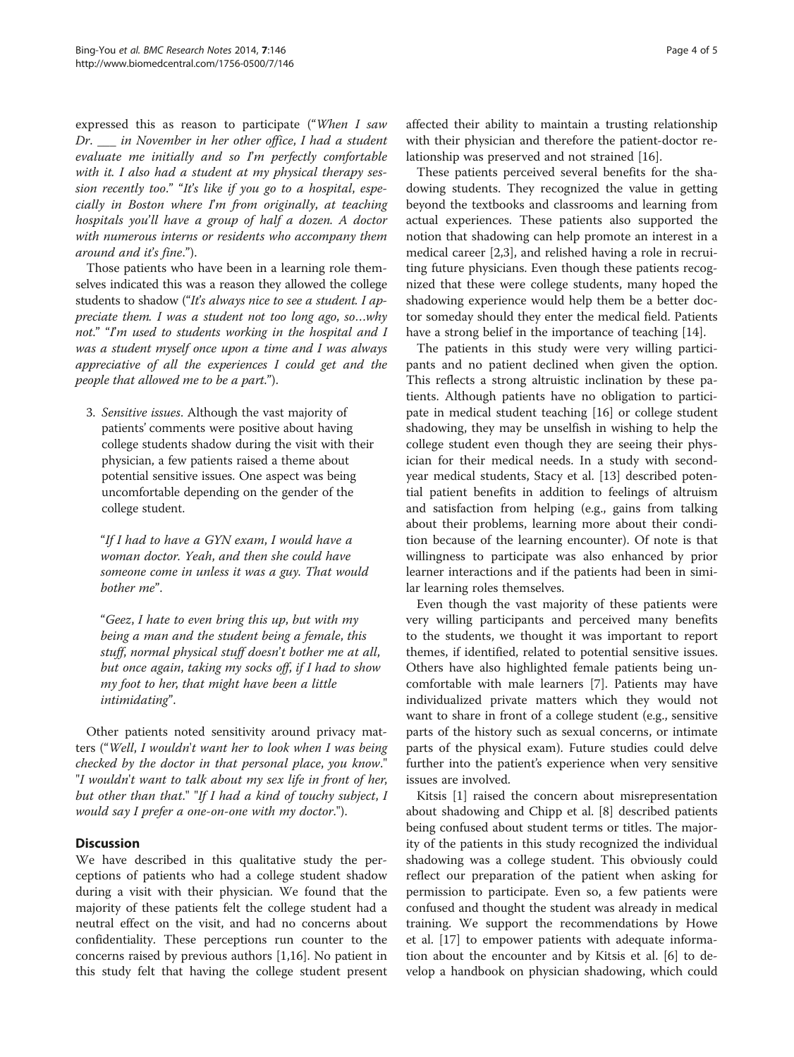expressed this as reason to participate ("*When I saw Dr. ___ in November in her other office, I had a student evaluate me initially and so I'm perfectly comfortable with it. I also had a student at my physical therapy session recently too.*" "*It's like if you go to a hospital, especially in Boston where I'm from originally, at teaching hospitals you'll have a group of half a dozen. A doctor with numerous interns or residents who accompany them around and it's fine.*").

Those patients who have been in a learning role themselves indicated this was a reason they allowed the college students to shadow ("*It's always nice to see a student. I appreciate them. I was a student not too long ago, so…why not.*" "*I'm used to students working in the hospital and I was a student myself once upon a time and I was always appreciative of all the experiences I could get and the people that allowed me to be a part.*").

3. *Sensitive issues*. Although the vast majority of patients' comments were positive about having college students shadow during the visit with their physician, a few patients raised a theme about potential sensitive issues. One aspect was being uncomfortable depending on the gender of the college student.

   "*If I had to have a GYN exam, I would have a woman doctor. Yeah, and then she could have someone come in unless it was a guy. That would bother me*".

   "*Geez, I hate to even bring this up, but with my being a man and the student being a female, this stuff, normal physical stuff doesn't bother me at all, but once again, taking my socks off, if I had to show my foot to her, that might have been a little intimidating*".

Other patients noted sensitivity around privacy matters ("*Well, I wouldn't want her to look when I was being checked by the doctor in that personal place, you know.*" "*I wouldn't want to talk about my sex life in front of her, but other than that.*" "*If I had a kind of touchy subject, I would say I prefer a one-on-one with my doctor.*").

## Discussion

We have described in this qualitative study the perceptions of patients who had a college student shadow during a visit with their physician. We found that the majority of these patients felt the college student had a neutral effect on the visit, and had no concerns about confidentiality. These perceptions run counter to the concerns raised by previous authors [1,16]. No patient in this study felt that having the college student present affected their ability to maintain a trusting relationship with their physician and therefore the patient-doctor relationship was preserved and not strained [16].

These patients perceived several benefits for the shadowing students. They recognized the value in getting beyond the textbooks and classrooms and learning from actual experiences. These patients also supported the notion that shadowing can help promote an interest in a medical career [2,3], and relished having a role in recruiting future physicians. Even though these patients recognized that these were college students, many hoped the shadowing experience would help them be a better doctor someday should they enter the medical field. Patients have a strong belief in the importance of teaching [14].

The patients in this study were very willing participants and no patient declined when given the option. This reflects a strong altruistic inclination by these patients. Although patients have no obligation to participate in medical student teaching [16] or college student shadowing, they may be unselfish in wishing to help the college student even though they are seeing their physician for their medical needs. In a study with second-year medical students, Stacy et al. [13] described potential patient benefits in addition to feelings of altruism and satisfaction from helping (e.g., gains from talking about their problems, learning more about their condition because of the learning encounter). Of note is that willingness to participate was also enhanced by prior learner interactions and if the patients had been in similar learning roles themselves.

Even though the vast majority of these patients were very willing participants and perceived many benefits to the students, we thought it was important to report themes, if identified, related to potential sensitive issues. Others have also highlighted female patients being uncomfortable with male learners [7]. Patients may have individualized private matters which they would not want to share in front of a college student (e.g., sensitive parts of the history such as sexual concerns, or intimate parts of the physical exam). Future studies could delve further into the patient's experience when very sensitive issues are involved.

Kitsis [1] raised the concern about misrepresentation about shadowing and Chipp et al. [8] described patients being confused about student terms or titles. The majority of the patients in this study recognized the individual shadowing was a college student. This obviously could reflect our preparation of the patient when asking for permission to participate. Even so, a few patients were confused and thought the student was already in medical training. We support the recommendations by Howe et al. [17] to empower patients with adequate information about the encounter and by Kitsis et al. [6] to develop a handbook on physician shadowing, which could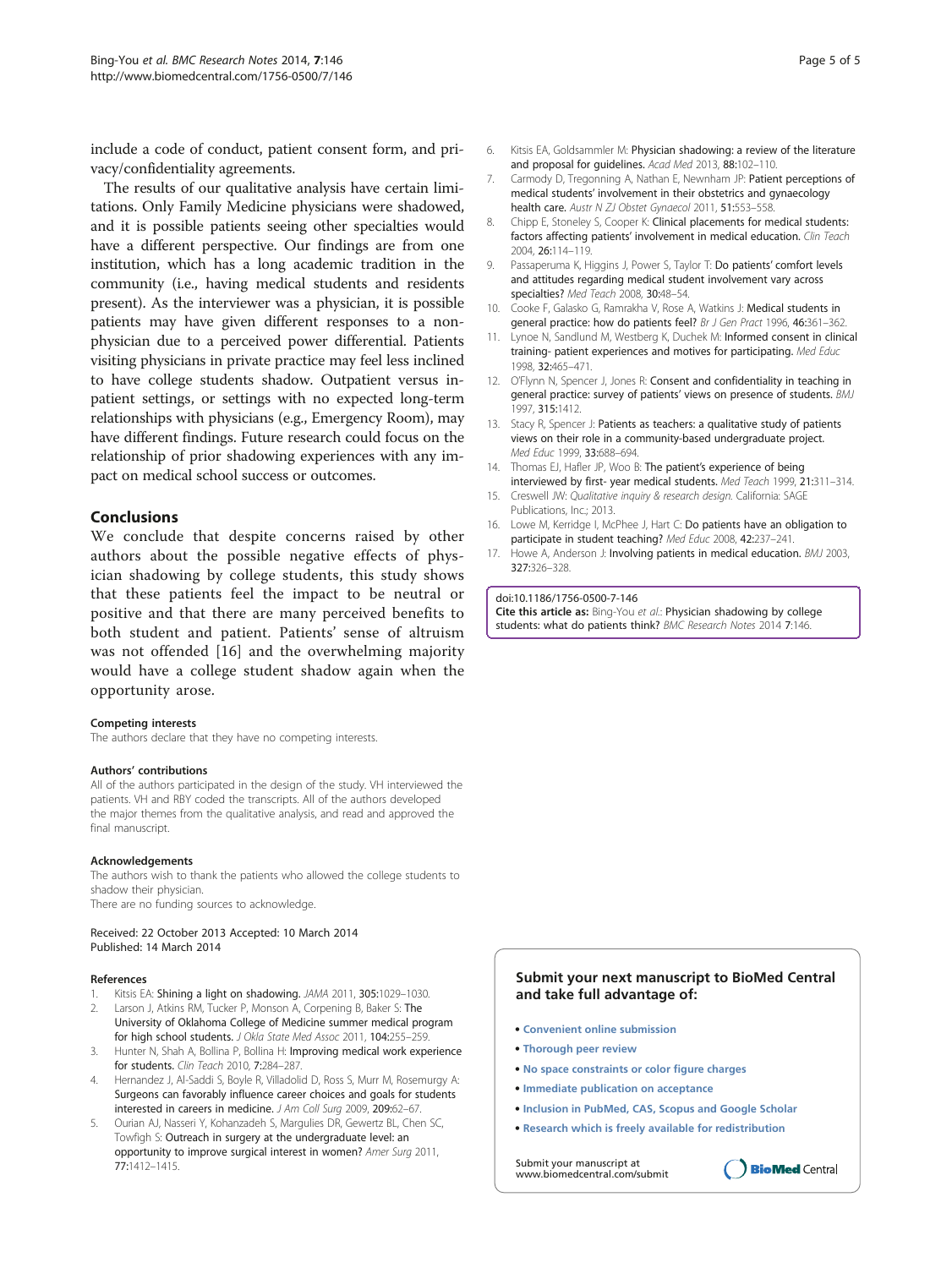include a code of conduct, patient consent form, and privacy/confidentiality agreements.

The results of our qualitative analysis have certain limitations. Only Family Medicine physicians were shadowed, and it is possible patients seeing other specialties would have a different perspective. Our findings are from one institution, which has a long academic tradition in the community (i.e., having medical students and residents present). As the interviewer was a physician, it is possible patients may have given different responses to a non-physician due to a perceived power differential. Patients visiting physicians in private practice may feel less inclined to have college students shadow. Outpatient versus in-patient settings, or settings with no expected long-term relationships with physicians (e.g., Emergency Room), may have different findings. Future research could focus on the relationship of prior shadowing experiences with any impact on medical school success or outcomes.

## Conclusions

We conclude that despite concerns raised by other authors about the possible negative effects of physician shadowing by college students, this study shows that these patients feel the impact to be neutral or positive and that there are many perceived benefits to both student and patient. Patients' sense of altruism was not offended [16] and the overwhelming majority would have a college student shadow again when the opportunity arose.

#### Competing interests

The authors declare that they have no competing interests.

#### Authors' contributions

All of the authors participated in the design of the study. VH interviewed the patients. VH and RBY coded the transcripts. All of the authors developed the major themes from the qualitative analysis, and read and approved the final manuscript.

#### Acknowledgements

The authors wish to thank the patients who allowed the college students to shadow their physician.

There are no funding sources to acknowledge.

Received: 22 October 2013 Accepted: 10 March 2014
Published: 14 March 2014

#### References

1. Kitsis EA: **Shining a light on shadowing.** *JAMA* 2011, **305:**1029–1030.
2. Larson J, Atkins RM, Tucker P, Monson A, Corpening B, Baker S: **The University of Oklahoma College of Medicine summer medical program for high school students.** *J Okla State Med Assoc* 2011, **104:**255–259.
3. Hunter N, Shah A, Bollina P, Bollina H: **Improving medical work experience for students.** *Clin Teach* 2010, **7:**284–287.
4. Hernandez J, Al-Saddi S, Boyle R, Villadolid D, Ross S, Murr M, Rosemurgy A: **Surgeons can favorably influence career choices and goals for students interested in careers in medicine.** *J Am Coll Surg* 2009, **209:**62–67.
5. Ourian AJ, Nasseri Y, Kohanzadeh S, Margulies DR, Gewertz BL, Chen SC, Towfigh S: **Outreach in surgery at the undergraduate level: an opportunity to improve surgical interest in women?** *Amer Surg* 2011, **77:**1412–1415.
6. Kitsis EA, Goldsammler M: **Physician shadowing: a review of the literature and proposal for guidelines.** *Acad Med* 2013, **88:**102–110.
7. Carmody D, Tregonning A, Nathan E, Newnham JP: **Patient perceptions of medical students' involvement in their obstetrics and gynaecology health care.** *Austr N ZJ Obstet Gynaecol* 2011, **51:**553–558.
8. Chipp E, Stoneley S, Cooper K: **Clinical placements for medical students: factors affecting patients' involvement in medical education.** *Clin Teach* 2004, **26:**114–119.
9. Passaperuma K, Higgins J, Power S, Taylor T: **Do patients' comfort levels and attitudes regarding medical student involvement vary across specialties?** *Med Teach* 2008, **30:**48–54.
10. Cooke F, Galasko G, Ramrakha V, Rose A, Watkins J: **Medical students in general practice: how do patients feel?** *Br J Gen Pract* 1996, **46:**361–362.
11. Lynoe N, Sandlund M, Westberg K, Duchek M: **Informed consent in clinical training- patient experiences and motives for participating.** *Med Educ* 1998, **32:**465–471.
12. O'Flynn N, Spencer J, Jones R: **Consent and confidentiality in teaching in general practice: survey of patients' views on presence of students.** *BMJ* 1997, **315:**1412.
13. Stacy R, Spencer J: **Patients as teachers: a qualitative study of patients views on their role in a community-based undergraduate project.** *Med Educ* 1999, **33:**688–694.
14. Thomas EJ, Hafler JP, Woo B: **The patient's experience of being interviewed by first- year medical students.** *Med Teach* 1999, **21:**311–314.
15. Creswell JW: *Qualitative inquiry & research design.* California: SAGE Publications, Inc.; 2013.
16. Lowe M, Kerridge I, McPhee J, Hart C: **Do patients have an obligation to participate in student teaching?** *Med Educ* 2008, **42:**237–241.
17. Howe A, Anderson J: **Involving patients in medical education.** *BMJ* 2003, **327:**326–328.

doi:10.1186/1756-0500-7-146
**Cite this article as:** Bing-You *et al.*: Physician shadowing by college students: what do patients think? *BMC Research Notes* 2014 **7**:146.

**Submit your next manuscript to BioMed Central and take full advantage of:**

- **Convenient online submission**
- **Thorough peer review**
- **No space constraints or color figure charges**
- **Immediate publication on acceptance**
- **Inclusion in PubMed, CAS, Scopus and Google Scholar**
- **Research which is freely available for redistribution**

Submit your manuscript at
www.biomedcentral.com/submit

BioMed Central